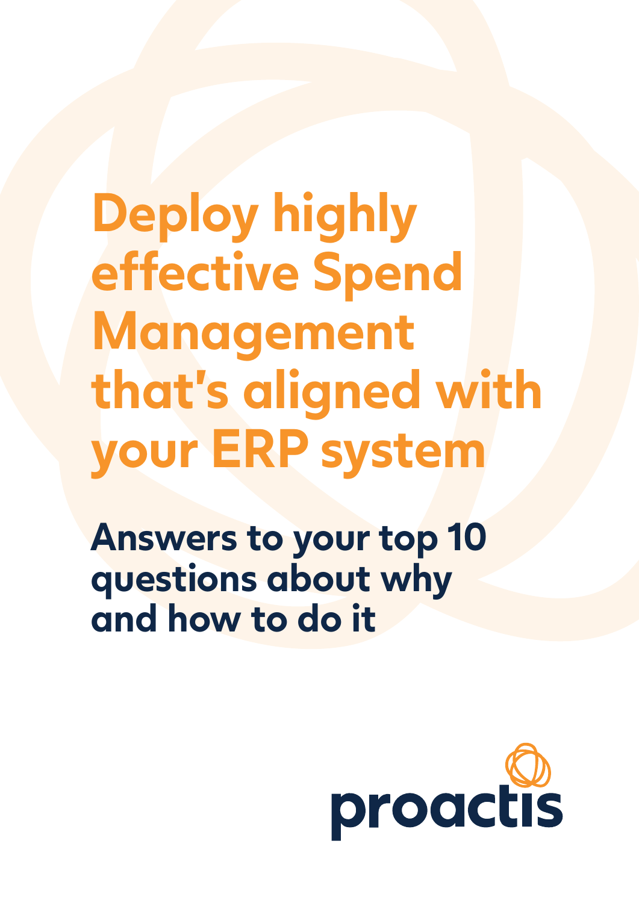# Deploy highly effective Spend Management that's aligned with your ERP system

## Answers to your top 10 questions about why and how to do it

proactis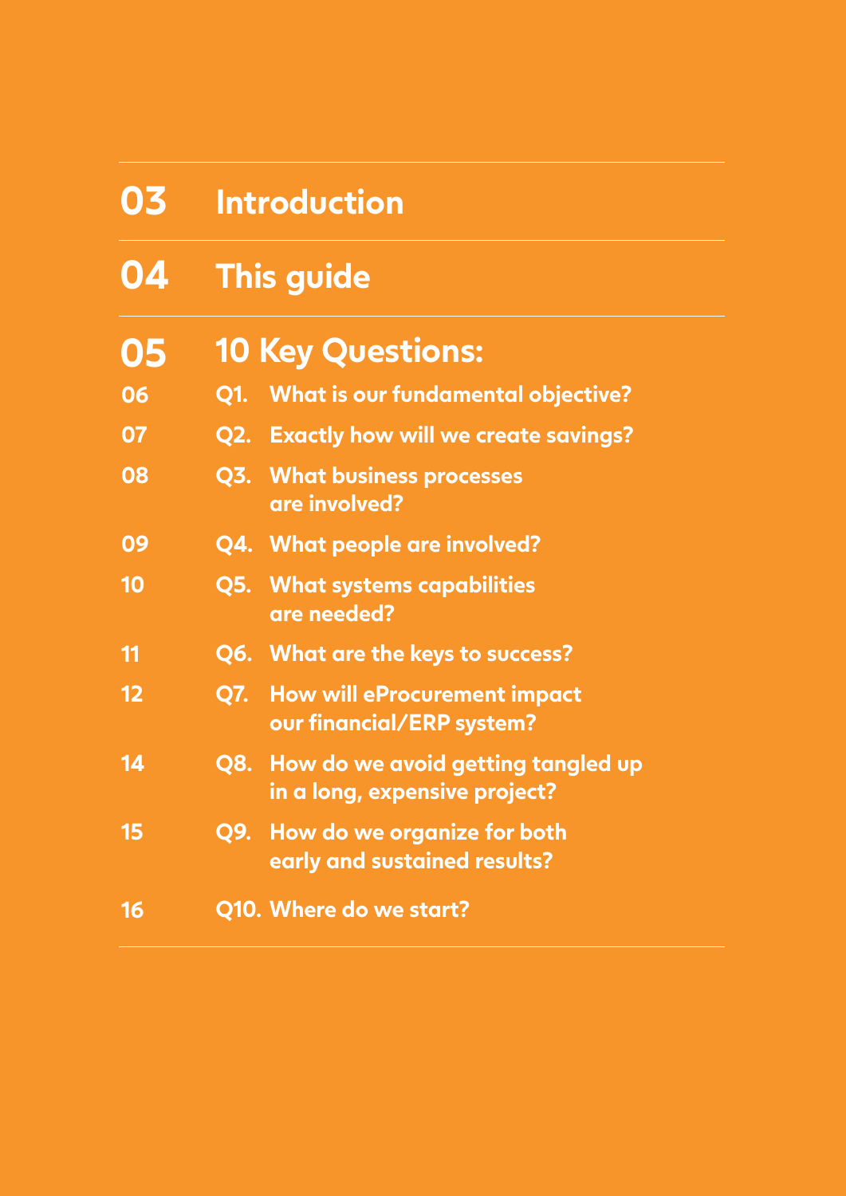| | |
|---|---|
| **03** | **Introduction** |
| **04** | **This guide** |
| **05** | **10 Key Questions:** |
| **06** | **Q1. What is our fundamental objective?** |
| **07** | **Q2. Exactly how will we create savings?** |
| **08** | **Q3. What business processes are involved?** |
| **09** | **Q4. What people are involved?** |
| **10** | **Q5. What systems capabilities are needed?** |
| **11** | **Q6. What are the keys to success?** |
| **12** | **Q7. How will eProcurement impact our financial/ERP system?** |
| **14** | **Q8. How do we avoid getting tangled up in a long, expensive project?** |
| **15** | **Q9. How do we organize for both early and sustained results?** |
| **16** | **Q10. Where do we start?** |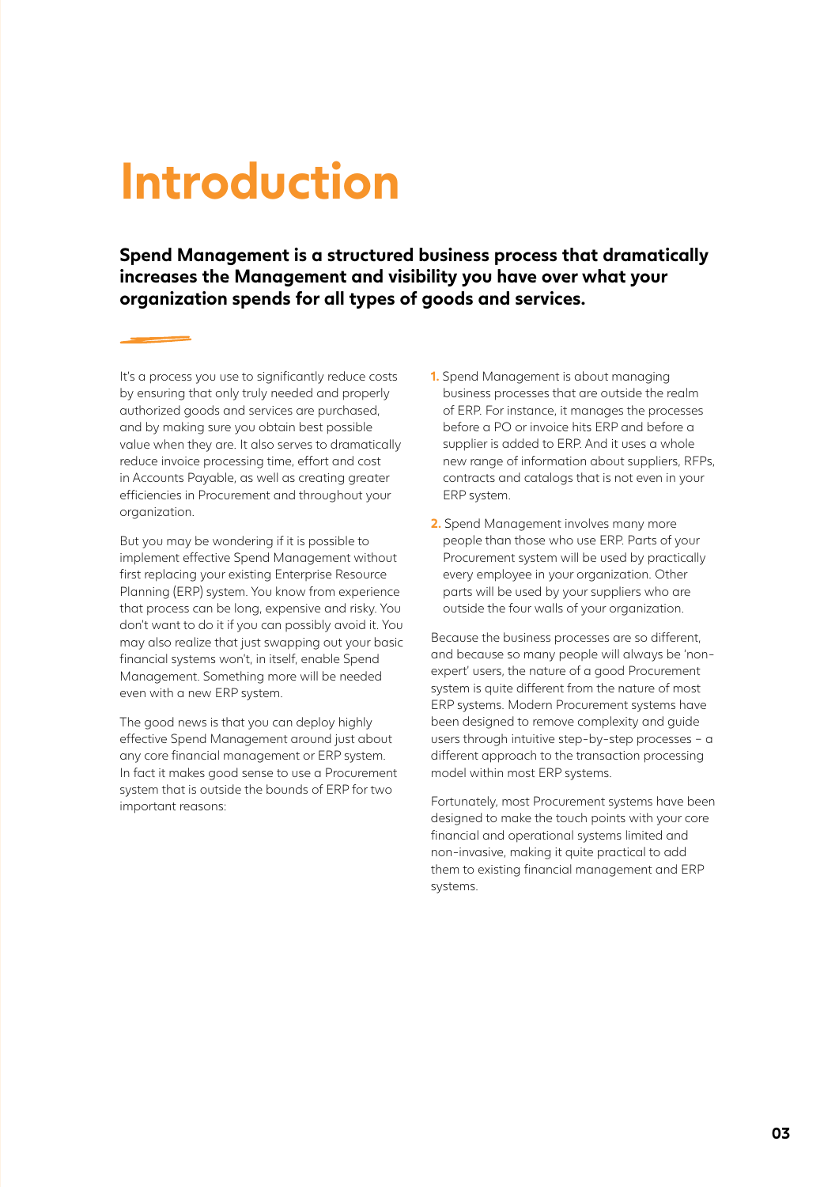# Introduction

**Spend Management is a structured business process that dramatically increases the Management and visibility you have over what your organization spends for all types of goods and services.**

It's a process you use to significantly reduce costs by ensuring that only truly needed and properly authorized goods and services are purchased, and by making sure you obtain best possible value when they are. It also serves to dramatically reduce invoice processing time, effort and cost in Accounts Payable, as well as creating greater efficiencies in Procurement and throughout your organization.

But you may be wondering if it is possible to implement effective Spend Management without first replacing your existing Enterprise Resource Planning (ERP) system. You know from experience that process can be long, expensive and risky. You don't want to do it if you can possibly avoid it. You may also realize that just swapping out your basic financial systems won't, in itself, enable Spend Management. Something more will be needed even with a new ERP system.

The good news is that you can deploy highly effective Spend Management around just about any core financial management or ERP system. In fact it makes good sense to use a Procurement system that is outside the bounds of ERP for two important reasons:

1. Spend Management is about managing business processes that are outside the realm of ERP. For instance, it manages the processes before a PO or invoice hits ERP and before a supplier is added to ERP. And it uses a whole new range of information about suppliers, RFPs, contracts and catalogs that is not even in your ERP system.
2. Spend Management involves many more people than those who use ERP. Parts of your Procurement system will be used by practically every employee in your organization. Other parts will be used by your suppliers who are outside the four walls of your organization.

Because the business processes are so different, and because so many people will always be 'non-expert' users, the nature of a good Procurement system is quite different from the nature of most ERP systems. Modern Procurement systems have been designed to remove complexity and guide users through intuitive step-by-step processes – a different approach to the transaction processing model within most ERP systems.

Fortunately, most Procurement systems have been designed to make the touch points with your core financial and operational systems limited and non-invasive, making it quite practical to add them to existing financial management and ERP systems.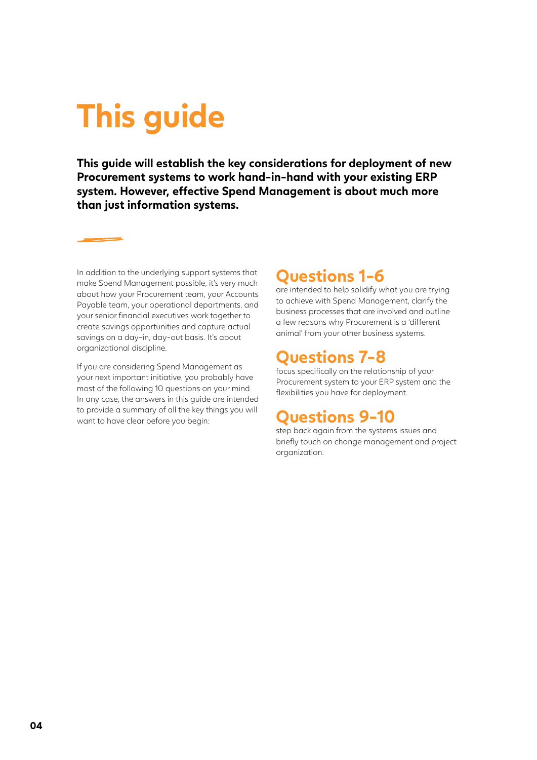# This guide

**This guide will establish the key considerations for deployment of new Procurement systems to work hand-in-hand with your existing ERP system. However, effective Spend Management is about much more than just information systems.**

In addition to the underlying support systems that make Spend Management possible, it's very much about how your Procurement team, your Accounts Payable team, your operational departments, and your senior financial executives work together to create savings opportunities and capture actual savings on a day-in, day-out basis. It's about organizational discipline.

If you are considering Spend Management as your next important initiative, you probably have most of the following 10 questions on your mind. In any case, the answers in this guide are intended to provide a summary of all the key things you will want to have clear before you begin:

## Questions 1-6

are intended to help solidify what you are trying to achieve with Spend Management, clarify the business processes that are involved and outline a few reasons why Procurement is a 'different animal' from your other business systems.

## Questions 7-8

focus specifically on the relationship of your Procurement system to your ERP system and the flexibilities you have for deployment.

## Questions 9-10

step back again from the systems issues and briefly touch on change management and project organization.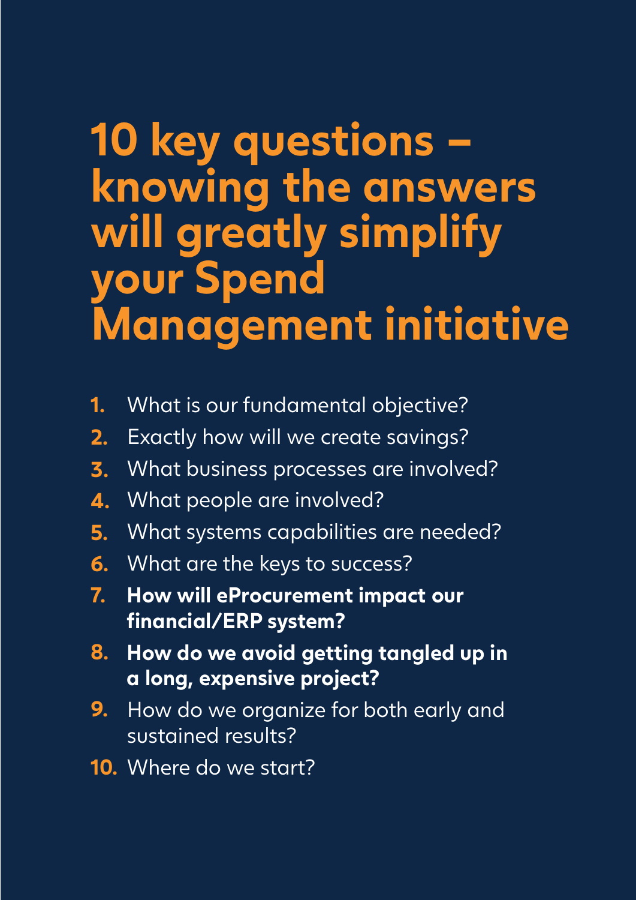# 10 key questions – knowing the answers will greatly simplify your Spend Management initiative

1. What is our fundamental objective?
2. Exactly how will we create savings?
3. What business processes are involved?
4. What people are involved?
5. What systems capabilities are needed?
6. What are the keys to success?
7. **How will eProcurement impact our financial/ERP system?**
8. **How do we avoid getting tangled up in a long, expensive project?**
9. How do we organize for both early and sustained results?
10. Where do we start?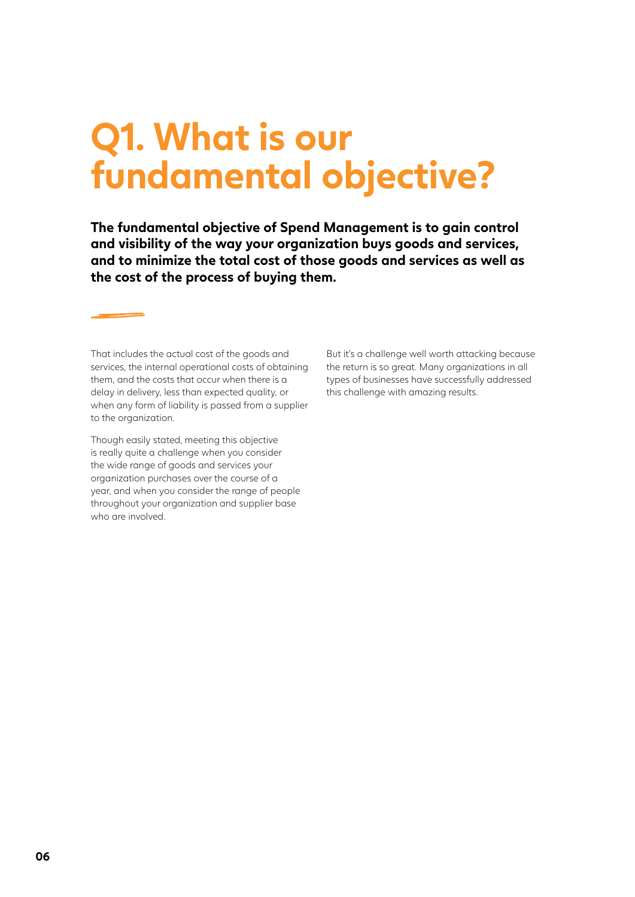# Q1. What is our fundamental objective?

**The fundamental objective of Spend Management is to gain control and visibility of the way your organization buys goods and services, and to minimize the total cost of those goods and services as well as the cost of the process of buying them.**

That includes the actual cost of the goods and services, the internal operational costs of obtaining them, and the costs that occur when there is a delay in delivery, less than expected quality, or when any form of liability is passed from a supplier to the organization.

Though easily stated, meeting this objective is really quite a challenge when you consider the wide range of goods and services your organization purchases over the course of a year, and when you consider the range of people throughout your organization and supplier base who are involved.

But it's a challenge well worth attacking because the return is so great. Many organizations in all types of businesses have successfully addressed this challenge with amazing results.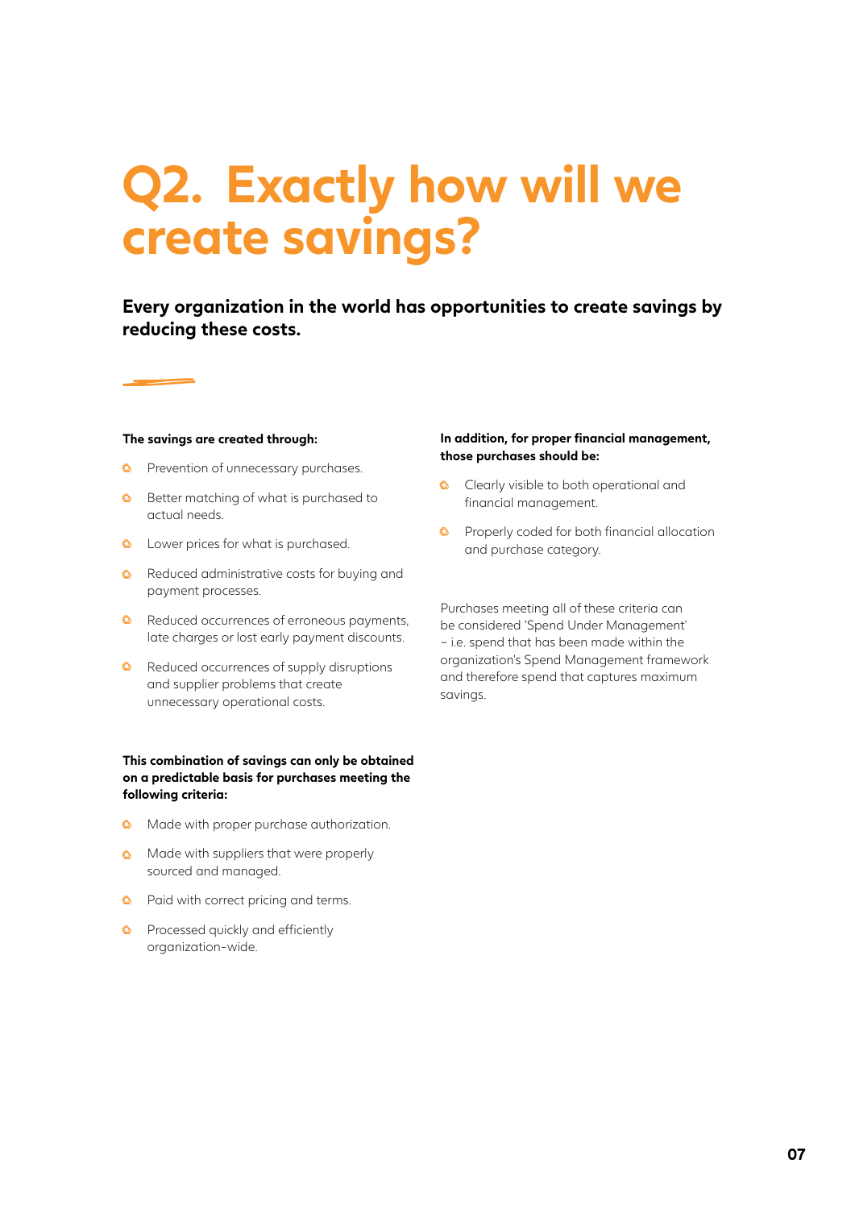# Q2. Exactly how will we create savings?

**Every organization in the world has opportunities to create savings by reducing these costs.**

**The savings are created through:**

- Prevention of unnecessary purchases.
- Better matching of what is purchased to actual needs.
- Lower prices for what is purchased.
- Reduced administrative costs for buying and payment processes.
- Reduced occurrences of erroneous payments, late charges or lost early payment discounts.
- Reduced occurrences of supply disruptions and supplier problems that create unnecessary operational costs.

**This combination of savings can only be obtained on a predictable basis for purchases meeting the following criteria:**

- Made with proper purchase authorization.
- Made with suppliers that were properly sourced and managed.
- Paid with correct pricing and terms.
- Processed quickly and efficiently organization-wide.

**In addition, for proper financial management, those purchases should be:**

- Clearly visible to both operational and financial management.
- Properly coded for both financial allocation and purchase category.

Purchases meeting all of these criteria can be considered 'Spend Under Management' – i.e. spend that has been made within the organization's Spend Management framework and therefore spend that captures maximum savings.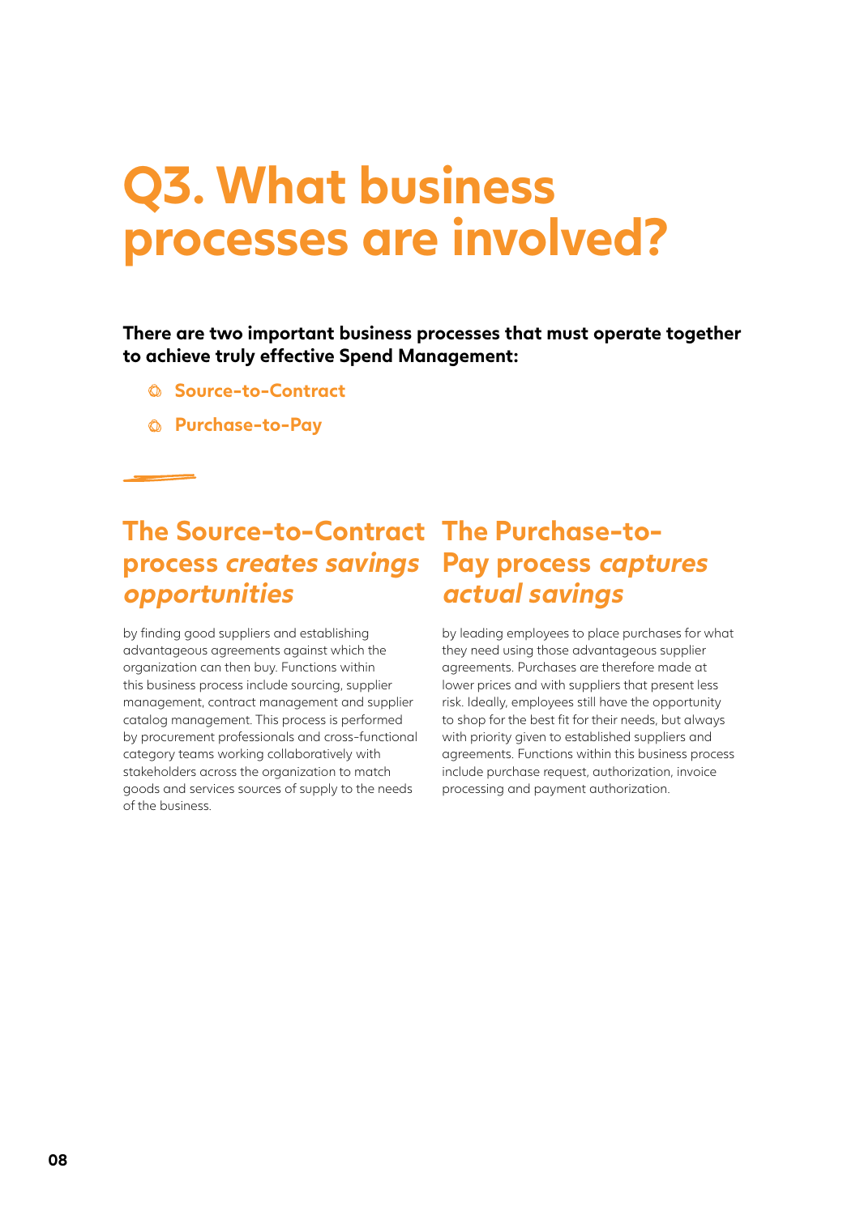# Q3. What business processes are involved?

**There are two important business processes that must operate together to achieve truly effective Spend Management:**

- **Source-to-Contract**
- **Purchase-to-Pay**

## The Source-to-Contract process *creates savings opportunities*

by finding good suppliers and establishing advantageous agreements against which the organization can then buy. Functions within this business process include sourcing, supplier management, contract management and supplier catalog management. This process is performed by procurement professionals and cross-functional category teams working collaboratively with stakeholders across the organization to match goods and services sources of supply to the needs of the business.

## The Purchase-to-Pay process *captures actual savings*

by leading employees to place purchases for what they need using those advantageous supplier agreements. Purchases are therefore made at lower prices and with suppliers that present less risk. Ideally, employees still have the opportunity to shop for the best fit for their needs, but always with priority given to established suppliers and agreements. Functions within this business process include purchase request, authorization, invoice processing and payment authorization.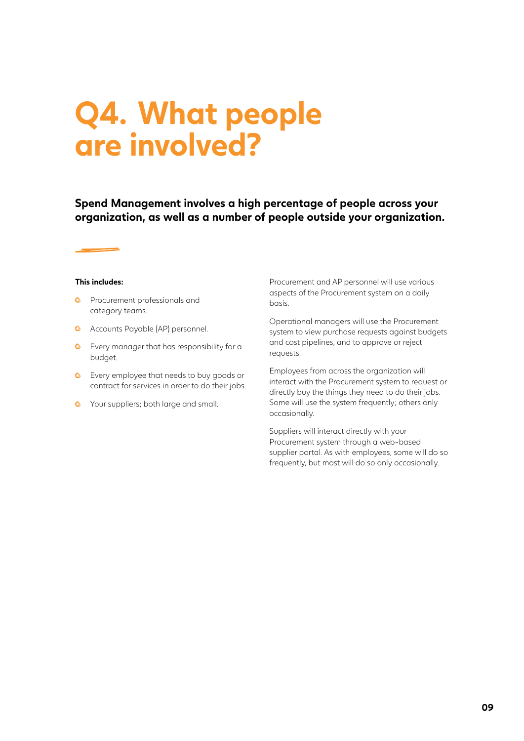# Q4. What people are involved?

**Spend Management involves a high percentage of people across your organization, as well as a number of people outside your organization.**

**This includes:**

- Procurement professionals and category teams.
- Accounts Payable (AP) personnel.
- Every manager that has responsibility for a budget.
- Every employee that needs to buy goods or contract for services in order to do their jobs.
- Your suppliers; both large and small.

Procurement and AP personnel will use various aspects of the Procurement system on a daily basis.

Operational managers will use the Procurement system to view purchase requests against budgets and cost pipelines, and to approve or reject requests.

Employees from across the organization will interact with the Procurement system to request or directly buy the things they need to do their jobs. Some will use the system frequently; others only occasionally.

Suppliers will interact directly with your Procurement system through a web-based supplier portal. As with employees, some will do so frequently, but most will do so only occasionally.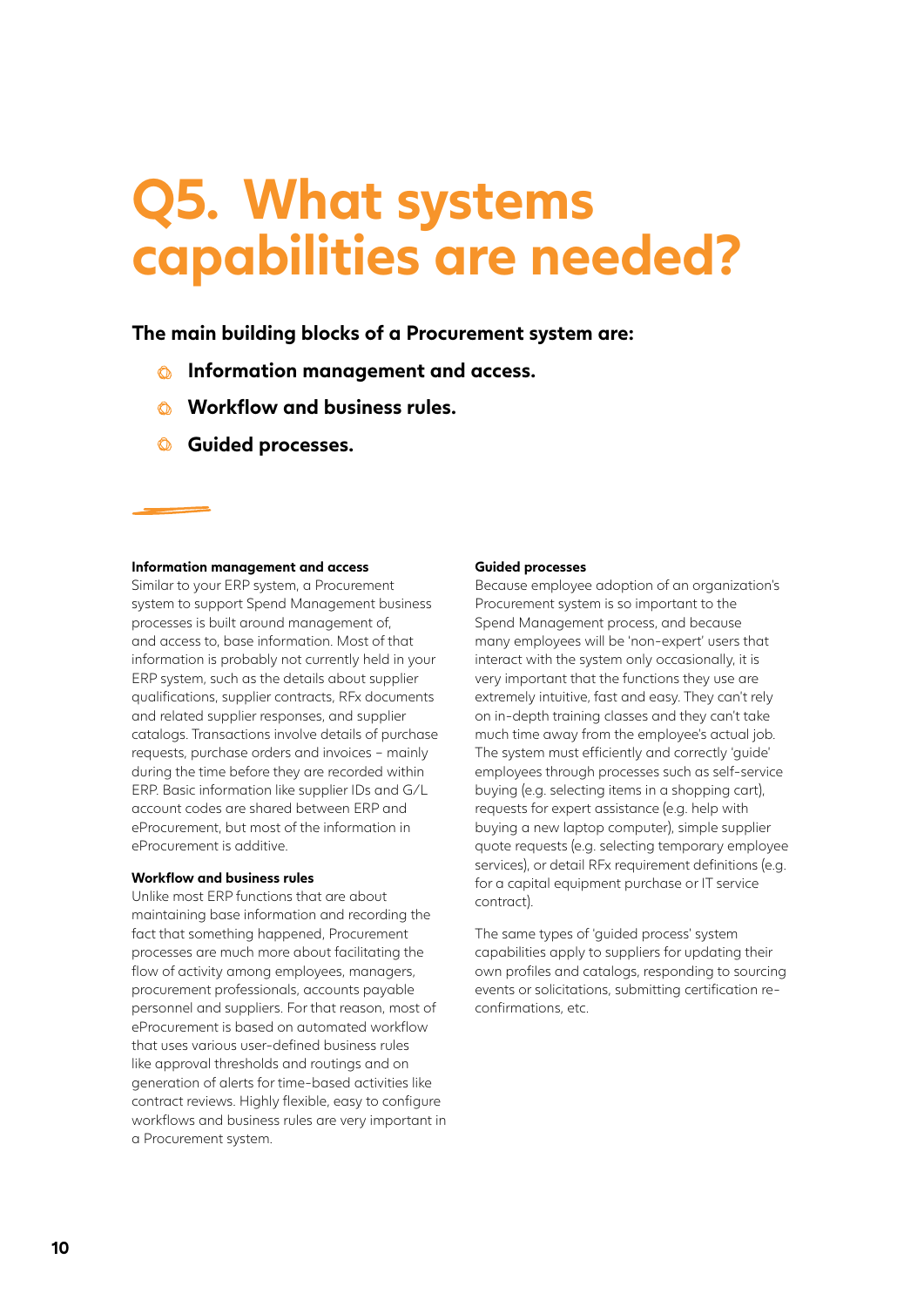# Q5. What systems capabilities are needed?

**The main building blocks of a Procurement system are:**

- **Information management and access.**
- **Workflow and business rules.**
- **Guided processes.**

### Information management and access

Similar to your ERP system, a Procurement system to support Spend Management business processes is built around management of, and access to, base information. Most of that information is probably not currently held in your ERP system, such as the details about supplier qualifications, supplier contracts, RFx documents and related supplier responses, and supplier catalogs. Transactions involve details of purchase requests, purchase orders and invoices – mainly during the time before they are recorded within ERP. Basic information like supplier IDs and G/L account codes are shared between ERP and eProcurement, but most of the information in eProcurement is additive.

### Workflow and business rules

Unlike most ERP functions that are about maintaining base information and recording the fact that something happened, Procurement processes are much more about facilitating the flow of activity among employees, managers, procurement professionals, accounts payable personnel and suppliers. For that reason, most of eProcurement is based on automated workflow that uses various user-defined business rules like approval thresholds and routings and on generation of alerts for time-based activities like contract reviews. Highly flexible, easy to configure workflows and business rules are very important in a Procurement system.

### Guided processes

Because employee adoption of an organization's Procurement system is so important to the Spend Management process, and because many employees will be 'non-expert' users that interact with the system only occasionally, it is very important that the functions they use are extremely intuitive, fast and easy. They can't rely on in-depth training classes and they can't take much time away from the employee's actual job. The system must efficiently and correctly 'guide' employees through processes such as self-service buying (e.g. selecting items in a shopping cart), requests for expert assistance (e.g. help with buying a new laptop computer), simple supplier quote requests (e.g. selecting temporary employee services), or detail RFx requirement definitions (e.g. for a capital equipment purchase or IT service contract).

The same types of 'guided process' system capabilities apply to suppliers for updating their own profiles and catalogs, responding to sourcing events or solicitations, submitting certification re-confirmations, etc.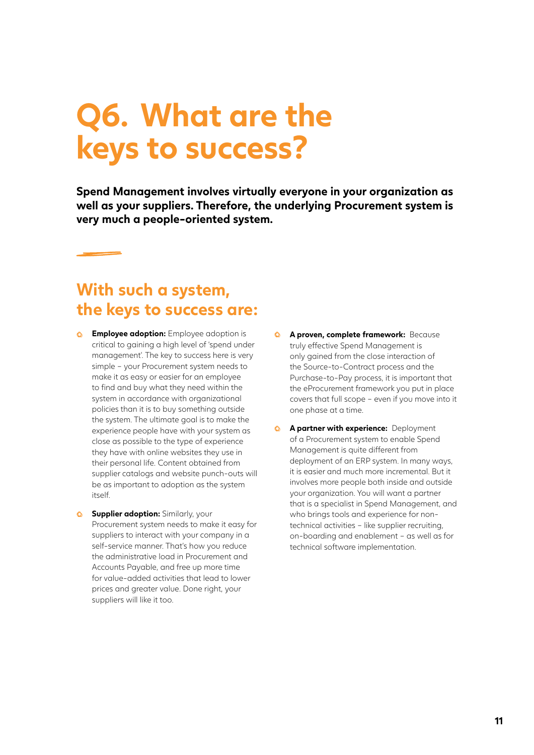# Q6. What are the keys to success?

**Spend Management involves virtually everyone in your organization as well as your suppliers. Therefore, the underlying Procurement system is very much a people-oriented system.**

## With such a system, the keys to success are:

- **Employee adoption:** Employee adoption is critical to gaining a high level of 'spend under management'. The key to success here is very simple – your Procurement system needs to make it as easy or easier for an employee to find and buy what they need within the system in accordance with organizational policies than it is to buy something outside the system. The ultimate goal is to make the experience people have with your system as close as possible to the type of experience they have with online websites they use in their personal life. Content obtained from supplier catalogs and website punch-outs will be as important to adoption as the system itself.

- **Supplier adoption:** Similarly, your Procurement system needs to make it easy for suppliers to interact with your company in a self-service manner. That's how you reduce the administrative load in Procurement and Accounts Payable, and free up more time for value-added activities that lead to lower prices and greater value. Done right, your suppliers will like it too.

- **A proven, complete framework:** Because truly effective Spend Management is only gained from the close interaction of the Source-to-Contract process and the Purchase-to-Pay process, it is important that the eProcurement framework you put in place covers that full scope – even if you move into it one phase at a time.

- **A partner with experience:** Deployment of a Procurement system to enable Spend Management is quite different from deployment of an ERP system. In many ways, it is easier and much more incremental. But it involves more people both inside and outside your organization. You will want a partner that is a specialist in Spend Management, and who brings tools and experience for non-technical activities – like supplier recruiting, on-boarding and enablement – as well as for technical software implementation.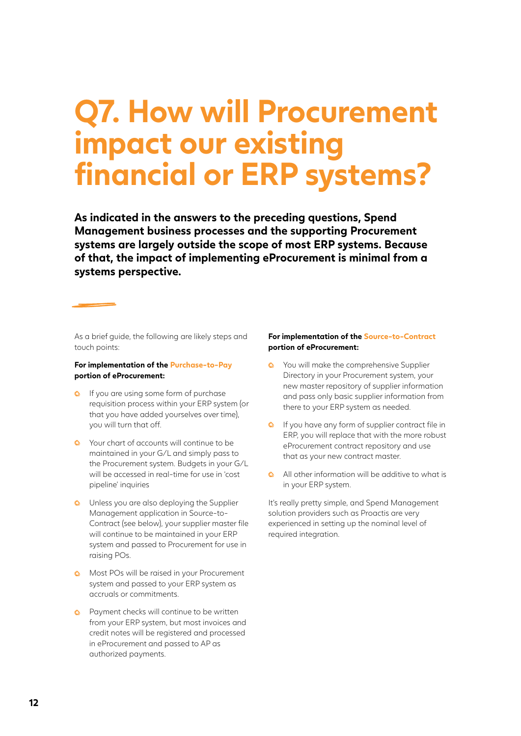# Q7. How will Procurement impact our existing financial or ERP systems?

**As indicated in the answers to the preceding questions, Spend Management business processes and the supporting Procurement systems are largely outside the scope of most ERP systems. Because of that, the impact of implementing eProcurement is minimal from a systems perspective.**

As a brief guide, the following are likely steps and touch points:

**For implementation of the Purchase-to-Pay portion of eProcurement:**

- If you are using some form of purchase requisition process within your ERP system (or that you have added yourselves over time), you will turn that off.
- Your chart of accounts will continue to be maintained in your G/L and simply pass to the Procurement system. Budgets in your G/L will be accessed in real-time for use in 'cost pipeline' inquiries
- Unless you are also deploying the Supplier Management application in Source-to-Contract (see below), your supplier master file will continue to be maintained in your ERP system and passed to Procurement for use in raising POs.
- Most POs will be raised in your Procurement system and passed to your ERP system as accruals or commitments.
- Payment checks will continue to be written from your ERP system, but most invoices and credit notes will be registered and processed in eProcurement and passed to AP as authorized payments.

**For implementation of the Source-to-Contract portion of eProcurement:**

- You will make the comprehensive Supplier Directory in your Procurement system, your new master repository of supplier information and pass only basic supplier information from there to your ERP system as needed.
- If you have any form of supplier contract file in ERP, you will replace that with the more robust eProcurement contract repository and use that as your new contract master.
- All other information will be additive to what is in your ERP system.

It's really pretty simple, and Spend Management solution providers such as Proactis are very experienced in setting up the nominal level of required integration.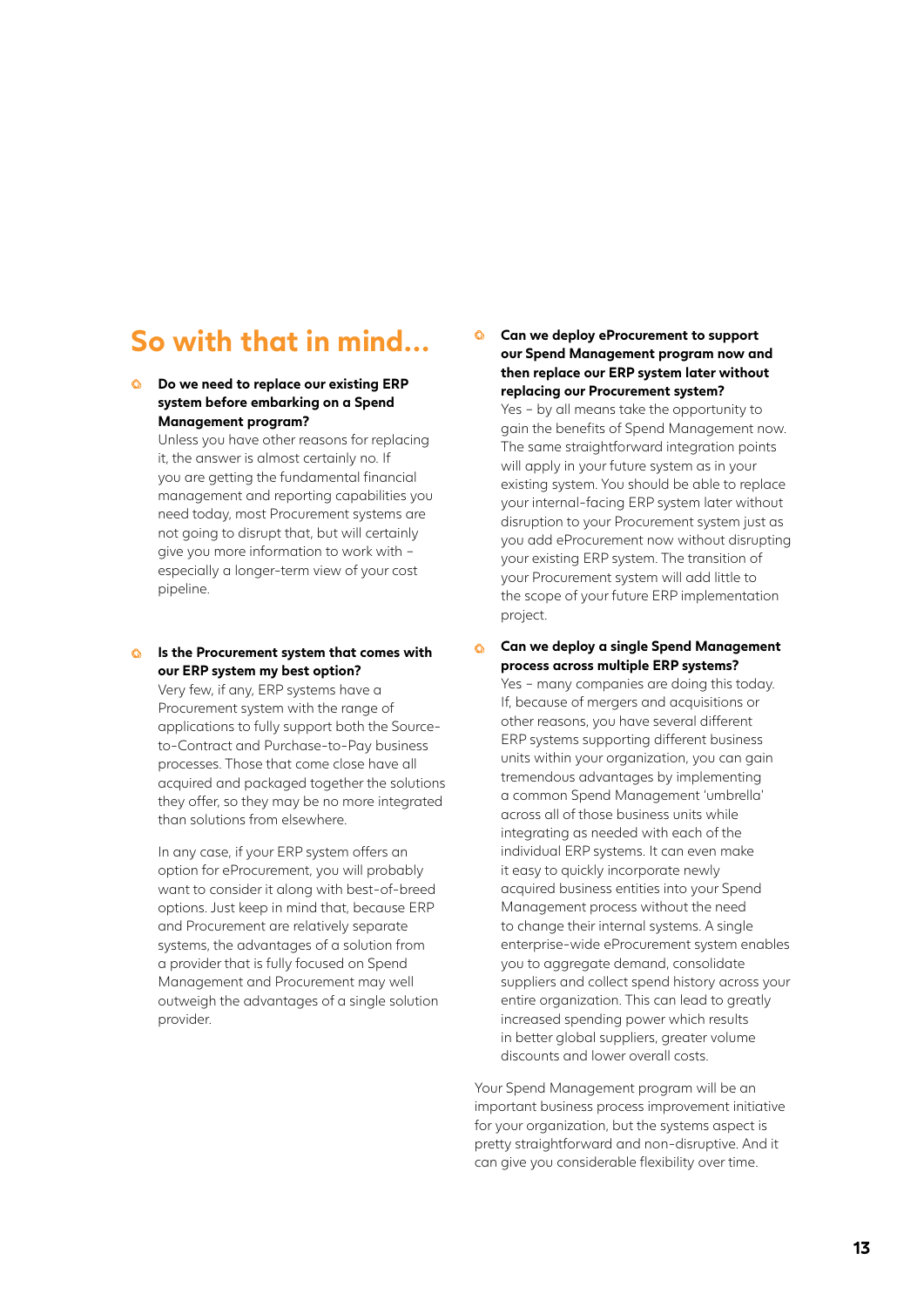## So with that in mind...

- **Do we need to replace our existing ERP system before embarking on a Spend Management program?**
  Unless you have other reasons for replacing it, the answer is almost certainly no. If you are getting the fundamental financial management and reporting capabilities you need today, most Procurement systems are not going to disrupt that, but will certainly give you more information to work with – especially a longer-term view of your cost pipeline.

- **Is the Procurement system that comes with our ERP system my best option?**
  Very few, if any, ERP systems have a Procurement system with the range of applications to fully support both the Source-to-Contract and Purchase-to-Pay business processes. Those that come close have all acquired and packaged together the solutions they offer, so they may be no more integrated than solutions from elsewhere.

  In any case, if your ERP system offers an option for eProcurement, you will probably want to consider it along with best-of-breed options. Just keep in mind that, because ERP and Procurement are relatively separate systems, the advantages of a solution from a provider that is fully focused on Spend Management and Procurement may well outweigh the advantages of a single solution provider.

- **Can we deploy eProcurement to support our Spend Management program now and then replace our ERP system later without replacing our Procurement system?**
  Yes – by all means take the opportunity to gain the benefits of Spend Management now. The same straightforward integration points will apply in your future system as in your existing system. You should be able to replace your internal-facing ERP system later without disruption to your Procurement system just as you add eProcurement now without disrupting your existing ERP system. The transition of your Procurement system will add little to the scope of your future ERP implementation project.

- **Can we deploy a single Spend Management process across multiple ERP systems?**
  Yes – many companies are doing this today. If, because of mergers and acquisitions or other reasons, you have several different ERP systems supporting different business units within your organization, you can gain tremendous advantages by implementing a common Spend Management 'umbrella' across all of those business units while integrating as needed with each of the individual ERP systems. It can even make it easy to quickly incorporate newly acquired business entities into your Spend Management process without the need to change their internal systems. A single enterprise-wide eProcurement system enables you to aggregate demand, consolidate suppliers and collect spend history across your entire organization. This can lead to greatly increased spending power which results in better global suppliers, greater volume discounts and lower overall costs.

Your Spend Management program will be an important business process improvement initiative for your organization, but the systems aspect is pretty straightforward and non-disruptive. And it can give you considerable flexibility over time.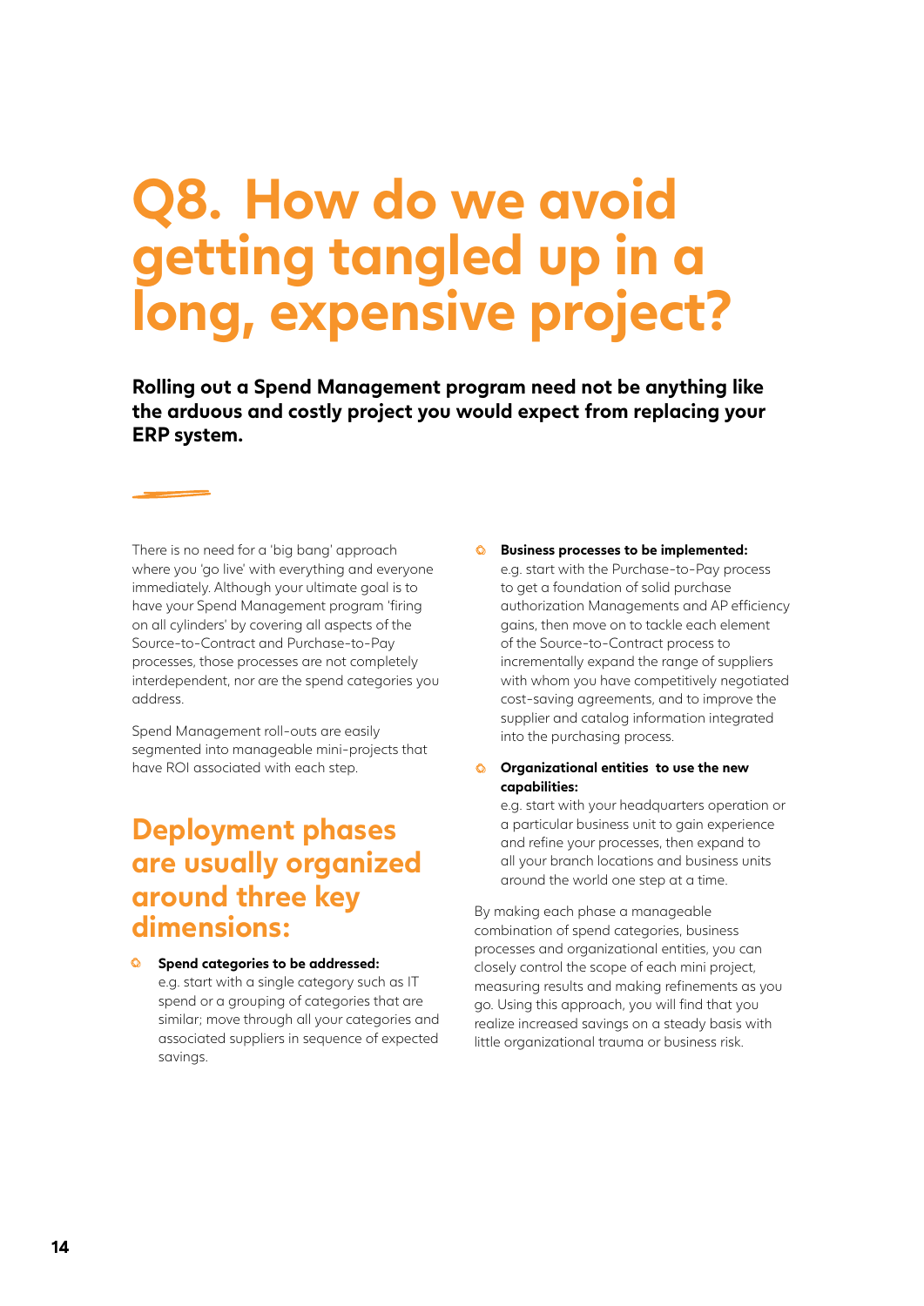# Q8. How do we avoid getting tangled up in a long, expensive project?

**Rolling out a Spend Management program need not be anything like the arduous and costly project you would expect from replacing your ERP system.**

There is no need for a 'big bang' approach where you 'go live' with everything and everyone immediately. Although your ultimate goal is to have your Spend Management program 'firing on all cylinders' by covering all aspects of the Source-to-Contract and Purchase-to-Pay processes, those processes are not completely interdependent, nor are the spend categories you address.

Spend Management roll-outs are easily segmented into manageable mini-projects that have ROI associated with each step.

## Deployment phases are usually organized around three key dimensions:

- **Spend categories to be addressed:**
  e.g. start with a single category such as IT spend or a grouping of categories that are similar; move through all your categories and associated suppliers in sequence of expected savings.

- **Business processes to be implemented:**
  e.g. start with the Purchase-to-Pay process to get a foundation of solid purchase authorization Managements and AP efficiency gains, then move on to tackle each element of the Source-to-Contract process to incrementally expand the range of suppliers with whom you have competitively negotiated cost-saving agreements, and to improve the supplier and catalog information integrated into the purchasing process.

- **Organizational entities to use the new capabilities:**
  e.g. start with your headquarters operation or a particular business unit to gain experience and refine your processes, then expand to all your branch locations and business units around the world one step at a time.

By making each phase a manageable combination of spend categories, business processes and organizational entities, you can closely control the scope of each mini project, measuring results and making refinements as you go. Using this approach, you will find that you realize increased savings on a steady basis with little organizational trauma or business risk.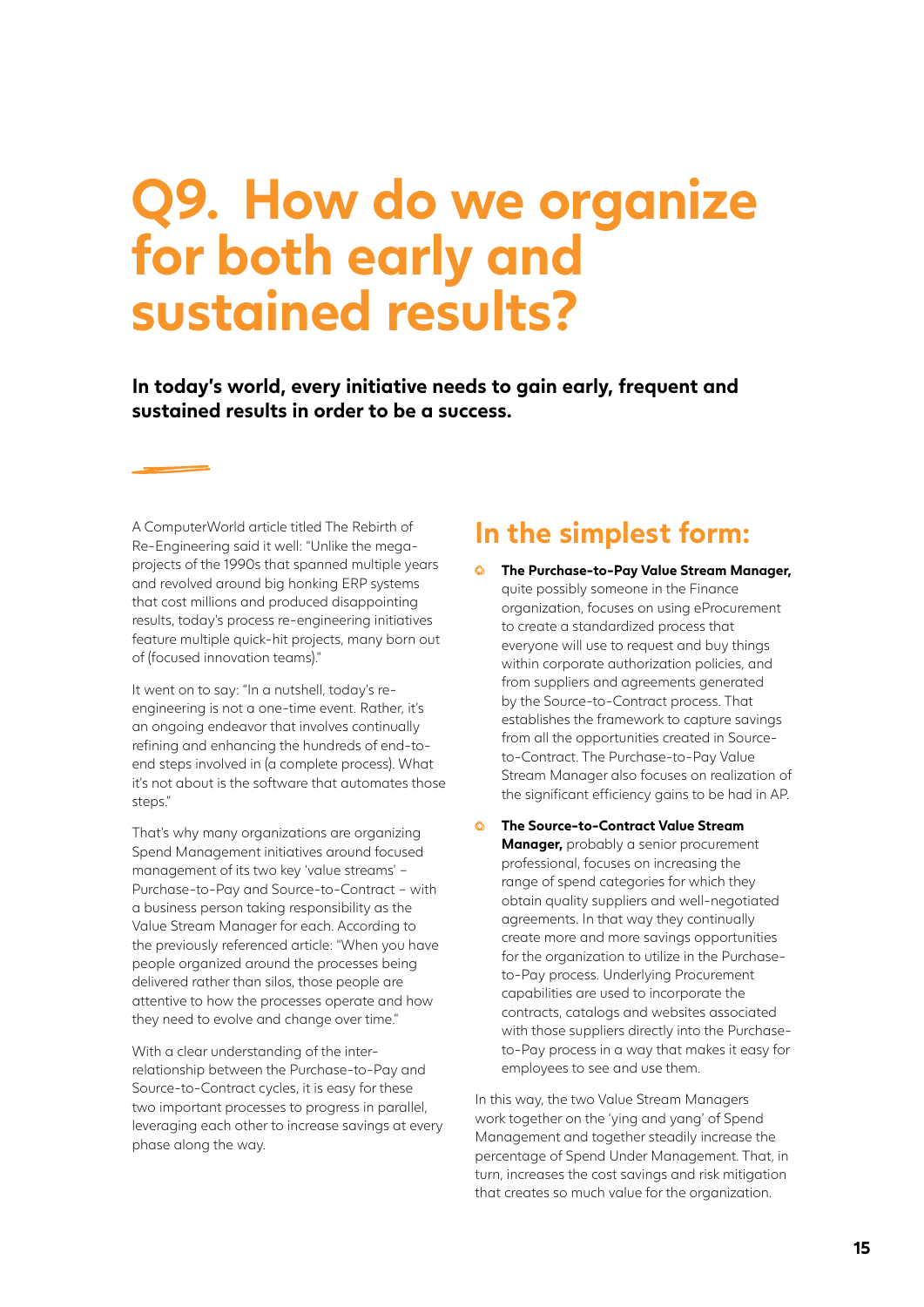# Q9. How do we organize for both early and sustained results?

**In today's world, every initiative needs to gain early, frequent and sustained results in order to be a success.**

A ComputerWorld article titled The Rebirth of Re-Engineering said it well: "Unlike the mega-projects of the 1990s that spanned multiple years and revolved around big honking ERP systems that cost millions and produced disappointing results, today's process re-engineering initiatives feature multiple quick-hit projects, many born out of (focused innovation teams)."

It went on to say: "In a nutshell, today's re-engineering is not a one-time event. Rather, it's an ongoing endeavor that involves continually refining and enhancing the hundreds of end-to-end steps involved in (a complete process). What it's not about is the software that automates those steps."

That's why many organizations are organizing Spend Management initiatives around focused management of its two key 'value streams' – Purchase-to-Pay and Source-to-Contract – with a business person taking responsibility as the Value Stream Manager for each. According to the previously referenced article: "When you have people organized around the processes being delivered rather than silos, those people are attentive to how the processes operate and how they need to evolve and change over time."

With a clear understanding of the inter-relationship between the Purchase-to-Pay and Source-to-Contract cycles, it is easy for these two important processes to progress in parallel, leveraging each other to increase savings at every phase along the way.

## In the simplest form:

- **The Purchase-to-Pay Value Stream Manager,** quite possibly someone in the Finance organization, focuses on using eProcurement to create a standardized process that everyone will use to request and buy things within corporate authorization policies, and from suppliers and agreements generated by the Source-to-Contract process. That establishes the framework to capture savings from all the opportunities created in Source-to-Contract. The Purchase-to-Pay Value Stream Manager also focuses on realization of the significant efficiency gains to be had in AP.
- **The Source-to-Contract Value Stream Manager,** probably a senior procurement professional, focuses on increasing the range of spend categories for which they obtain quality suppliers and well-negotiated agreements. In that way they continually create more and more savings opportunities for the organization to utilize in the Purchase-to-Pay process. Underlying Procurement capabilities are used to incorporate the contracts, catalogs and websites associated with those suppliers directly into the Purchase-to-Pay process in a way that makes it easy for employees to see and use them.

In this way, the two Value Stream Managers work together on the 'ying and yang' of Spend Management and together steadily increase the percentage of Spend Under Management. That, in turn, increases the cost savings and risk mitigation that creates so much value for the organization.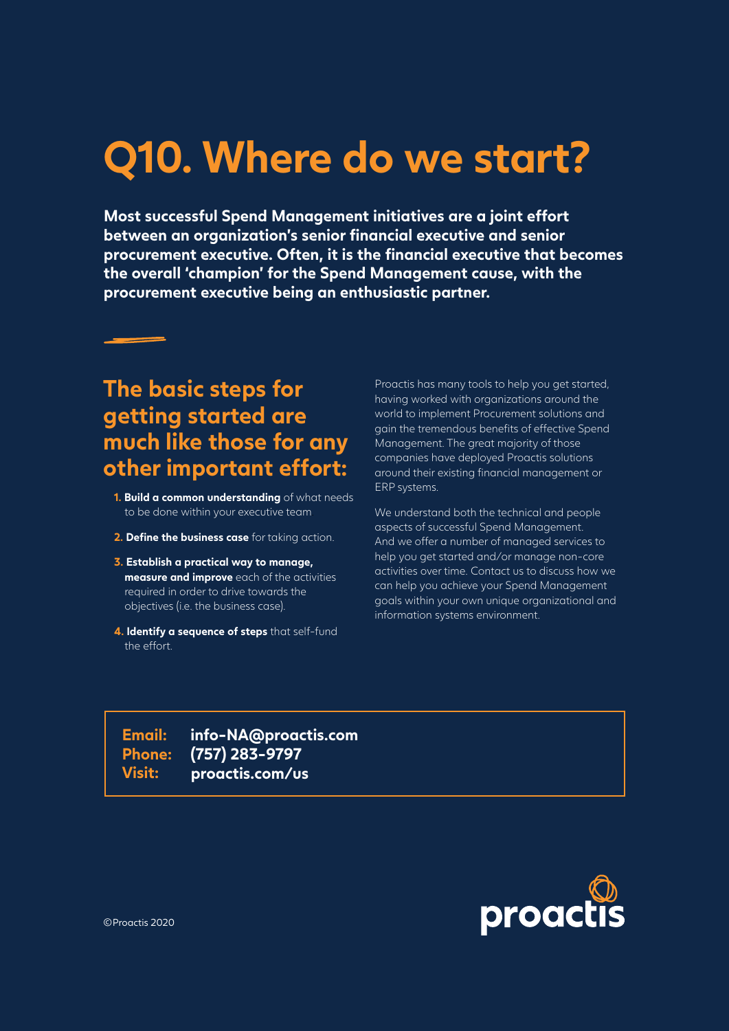# Q10. Where do we start?

**Most successful Spend Management initiatives are a joint effort between an organization's senior financial executive and senior procurement executive. Often, it is the financial executive that becomes the overall 'champion' for the Spend Management cause, with the procurement executive being an enthusiastic partner.**

## The basic steps for getting started are much like those for any other important effort:

1. **Build a common understanding** of what needs to be done within your executive team
2. **Define the business case** for taking action.
3. **Establish a practical way to manage, measure and improve** each of the activities required in order to drive towards the objectives (i.e. the business case).
4. **Identify a sequence of steps** that self-fund the effort.

Proactis has many tools to help you get started, having worked with organizations around the world to implement Procurement solutions and gain the tremendous benefits of effective Spend Management. The great majority of those companies have deployed Proactis solutions around their existing financial management or ERP systems.

We understand both the technical and people aspects of successful Spend Management. And we offer a number of managed services to help you get started and/or manage non-core activities over time. Contact us to discuss how we can help you achieve your Spend Management goals within your own unique organizational and information systems environment.

**Email:** **info-NA@proactis.com**
**Phone:** **(757) 283-9797**
**Visit:** **proactis.com/us**

proactis

©Proactis 2020